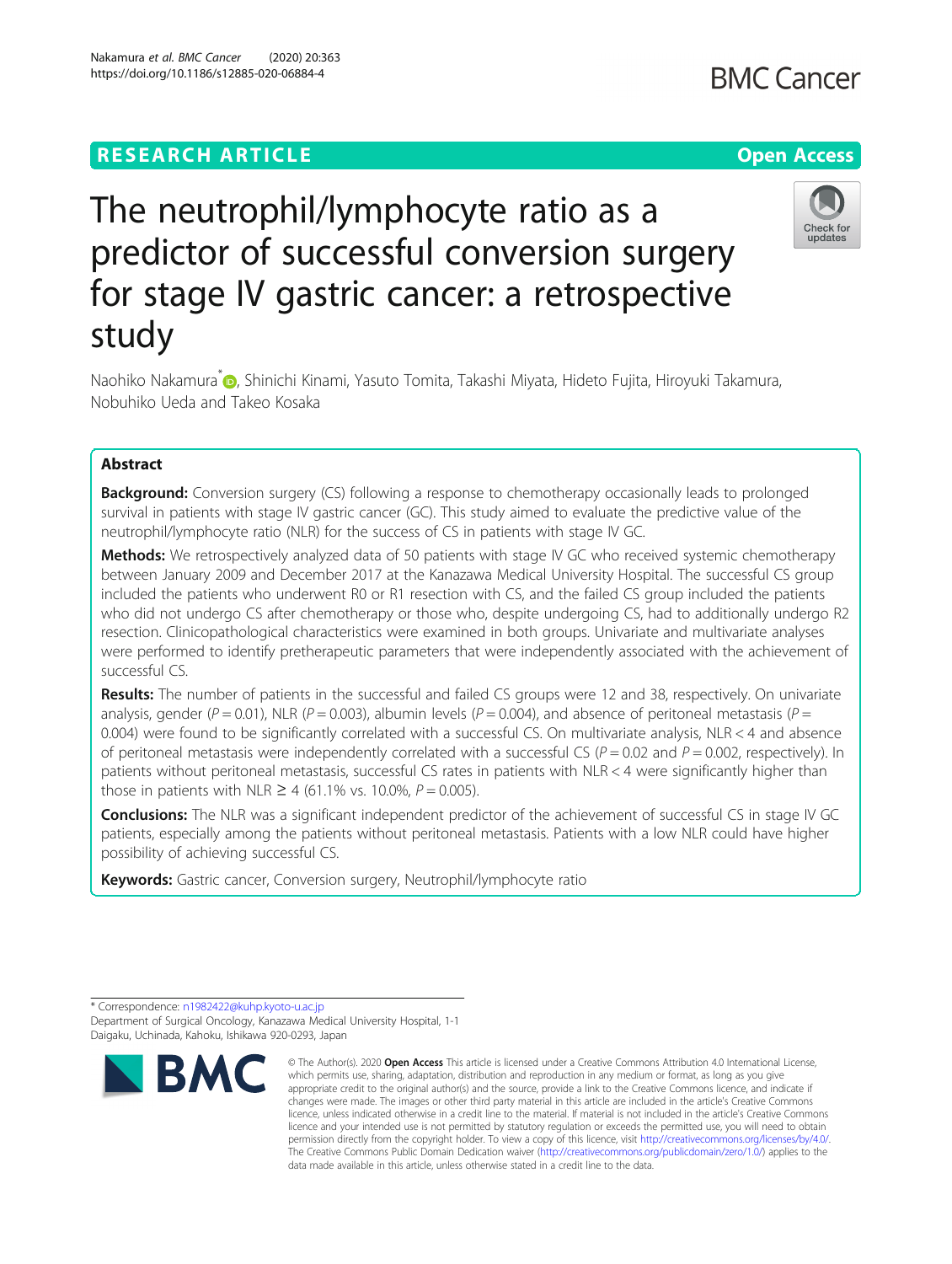RESEARCH ARTICLE

Open Access

# The neutrophil/lymphocyte ratio as a predictor of successful conversion surgery for stage IV gastric cancer: a retrospective study

Naohiko Nakamura*, Shinichi Kinami, Yasuto Tomita, Takashi Miyata, Hideto Fujita, Hiroyuki Takamura, Nobuhiko Ueda and Takeo Kosaka

## Abstract

**Background:** Conversion surgery (CS) following a response to chemotherapy occasionally leads to prolonged survival in patients with stage IV gastric cancer (GC). This study aimed to evaluate the predictive value of the neutrophil/lymphocyte ratio (NLR) for the success of CS in patients with stage IV GC.

**Methods:** We retrospectively analyzed data of 50 patients with stage IV GC who received systemic chemotherapy between January 2009 and December 2017 at the Kanazawa Medical University Hospital. The successful CS group included the patients who underwent R0 or R1 resection with CS, and the failed CS group included the patients who did not undergo CS after chemotherapy or those who, despite undergoing CS, had to additionally undergo R2 resection. Clinicopathological characteristics were examined in both groups. Univariate and multivariate analyses were performed to identify pretherapeutic parameters that were independently associated with the achievement of successful CS.

**Results:** The number of patients in the successful and failed CS groups were 12 and 38, respectively. On univariate analysis, gender ($P = 0.01$), NLR ($P = 0.003$), albumin levels ($P = 0.004$), and absence of peritoneal metastasis ($P = 0.004$) were found to be significantly correlated with a successful CS. On multivariate analysis, NLR < 4 and absence of peritoneal metastasis were independently correlated with a successful CS ($P = 0.02$ and $P = 0.002$, respectively). In patients without peritoneal metastasis, successful CS rates in patients with NLR < 4 were significantly higher than those in patients with NLR ≥ 4 (61.1% vs. 10.0%, $P = 0.005$).

**Conclusions:** The NLR was a significant independent predictor of the achievement of successful CS in stage IV GC patients, especially among the patients without peritoneal metastasis. Patients with a low NLR could have higher possibility of achieving successful CS.

**Keywords:** Gastric cancer, Conversion surgery, Neutrophil/lymphocyte ratio

* Correspondence: n1982422@kuhp.kyoto-u.ac.jp
Department of Surgical Oncology, Kanazawa Medical University Hospital, 1-1 Daigaku, Uchinada, Kahoku, Ishikawa 920-0293, Japan

© The Author(s). 2020 **Open Access** This article is licensed under a Creative Commons Attribution 4.0 International License, which permits use, sharing, adaptation, distribution and reproduction in any medium or format, as long as you give appropriate credit to the original author(s) and the source, provide a link to the Creative Commons licence, and indicate if changes were made. The images or other third party material in this article are included in the article's Creative Commons licence, unless indicated otherwise in a credit line to the material. If material is not included in the article's Creative Commons licence and your intended use is not permitted by statutory regulation or exceeds the permitted use, you will need to obtain permission directly from the copyright holder. To view a copy of this licence, visit http://creativecommons.org/licenses/by/4.0/. The Creative Commons Public Domain Dedication waiver (http://creativecommons.org/publicdomain/zero/1.0/) applies to the data made available in this article, unless otherwise stated in a credit line to the data.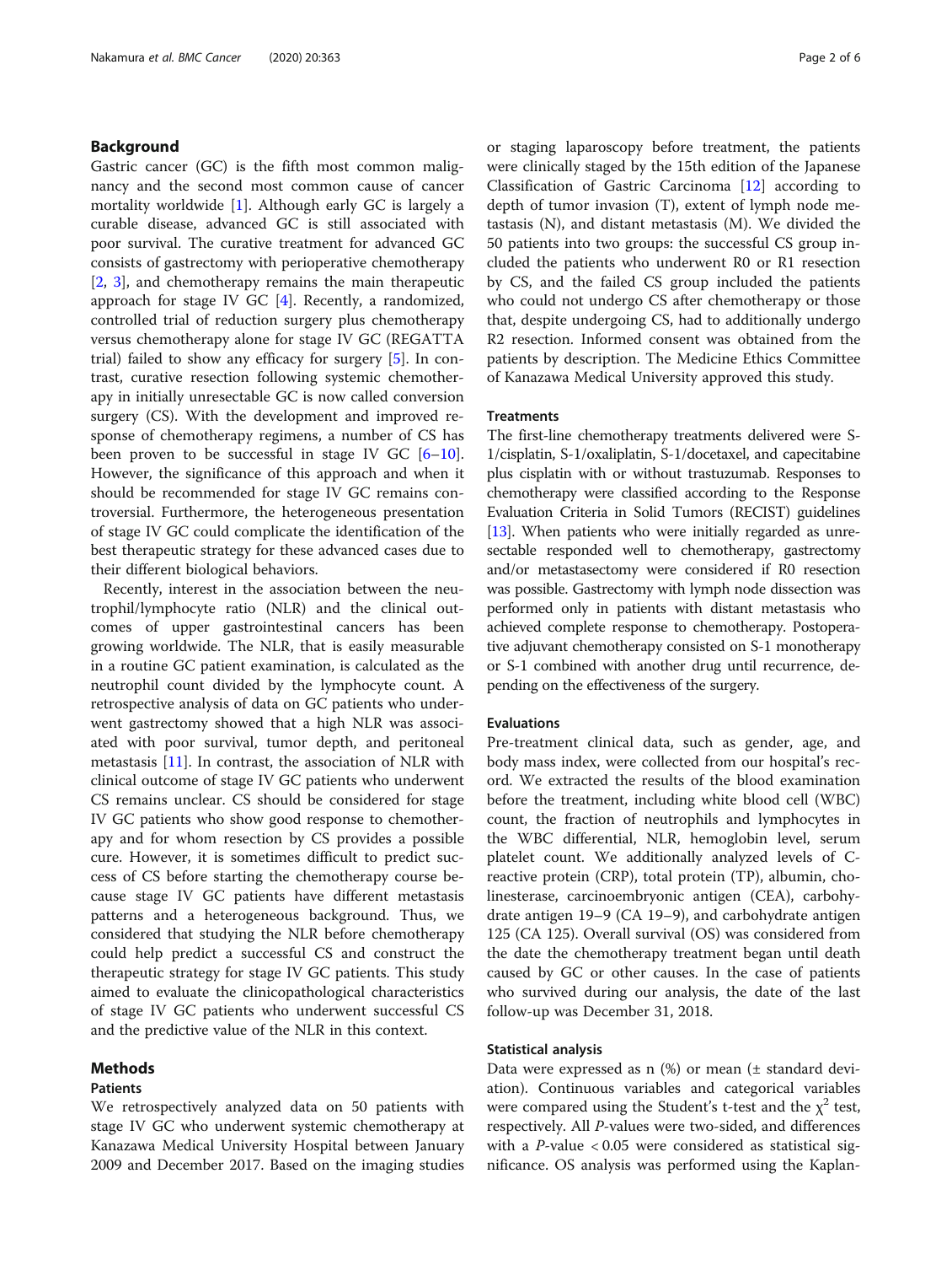## Background

Gastric cancer (GC) is the fifth most common malignancy and the second most common cause of cancer mortality worldwide [1]. Although early GC is largely a curable disease, advanced GC is still associated with poor survival. The curative treatment for advanced GC consists of gastrectomy with perioperative chemotherapy [2, 3], and chemotherapy remains the main therapeutic approach for stage IV GC [4]. Recently, a randomized, controlled trial of reduction surgery plus chemotherapy versus chemotherapy alone for stage IV GC (REGATTA trial) failed to show any efficacy for surgery [5]. In contrast, curative resection following systemic chemotherapy in initially unresectable GC is now called conversion surgery (CS). With the development and improved response of chemotherapy regimens, a number of CS has been proven to be successful in stage IV GC [6–10]. However, the significance of this approach and when it should be recommended for stage IV GC remains controversial. Furthermore, the heterogeneous presentation of stage IV GC could complicate the identification of the best therapeutic strategy for these advanced cases due to their different biological behaviors.

Recently, interest in the association between the neutrophil/lymphocyte ratio (NLR) and the clinical outcomes of upper gastrointestinal cancers has been growing worldwide. The NLR, that is easily measurable in a routine GC patient examination, is calculated as the neutrophil count divided by the lymphocyte count. A retrospective analysis of data on GC patients who underwent gastrectomy showed that a high NLR was associated with poor survival, tumor depth, and peritoneal metastasis [11]. In contrast, the association of NLR with clinical outcome of stage IV GC patients who underwent CS remains unclear. CS should be considered for stage IV GC patients who show good response to chemotherapy and for whom resection by CS provides a possible cure. However, it is sometimes difficult to predict success of CS before starting the chemotherapy course because stage IV GC patients have different metastasis patterns and a heterogeneous background. Thus, we considered that studying the NLR before chemotherapy could help predict a successful CS and construct the therapeutic strategy for stage IV GC patients. This study aimed to evaluate the clinicopathological characteristics of stage IV GC patients who underwent successful CS and the predictive value of the NLR in this context.

## Methods

### Patients

We retrospectively analyzed data on 50 patients with stage IV GC who underwent systemic chemotherapy at Kanazawa Medical University Hospital between January 2009 and December 2017. Based on the imaging studies or staging laparoscopy before treatment, the patients were clinically staged by the 15th edition of the Japanese Classification of Gastric Carcinoma [12] according to depth of tumor invasion (T), extent of lymph node metastasis (N), and distant metastasis (M). We divided the 50 patients into two groups: the successful CS group included the patients who underwent R0 or R1 resection by CS, and the failed CS group included the patients who could not undergo CS after chemotherapy or those that, despite undergoing CS, had to additionally undergo R2 resection. Informed consent was obtained from the patients by description. The Medicine Ethics Committee of Kanazawa Medical University approved this study.

### Treatments

The first-line chemotherapy treatments delivered were S-1/cisplatin, S-1/oxaliplatin, S-1/docetaxel, and capecitabine plus cisplatin with or without trastuzumab. Responses to chemotherapy were classified according to the Response Evaluation Criteria in Solid Tumors (RECIST) guidelines [13]. When patients who were initially regarded as unresectable responded well to chemotherapy, gastrectomy and/or metastasectomy were considered if R0 resection was possible. Gastrectomy with lymph node dissection was performed only in patients with distant metastasis who achieved complete response to chemotherapy. Postoperative adjuvant chemotherapy consisted on S-1 monotherapy or S-1 combined with another drug until recurrence, depending on the effectiveness of the surgery.

### Evaluations

Pre-treatment clinical data, such as gender, age, and body mass index, were collected from our hospital's record. We extracted the results of the blood examination before the treatment, including white blood cell (WBC) count, the fraction of neutrophils and lymphocytes in the WBC differential, NLR, hemoglobin level, serum platelet count. We additionally analyzed levels of C-reactive protein (CRP), total protein (TP), albumin, cholinesterase, carcinoembryonic antigen (CEA), carbohydrate antigen 19–9 (CA 19–9), and carbohydrate antigen 125 (CA 125). Overall survival (OS) was considered from the date the chemotherapy treatment began until death caused by GC or other causes. In the case of patients who survived during our analysis, the date of the last follow-up was December 31, 2018.

### Statistical analysis

Data were expressed as n (%) or mean (± standard deviation). Continuous variables and categorical variables were compared using the Student's t-test and the $\chi^2$ test, respectively. All *P*-values were two-sided, and differences with a *P*-value $< 0.05$ were considered as statistical significance. OS analysis was performed using the Kaplan-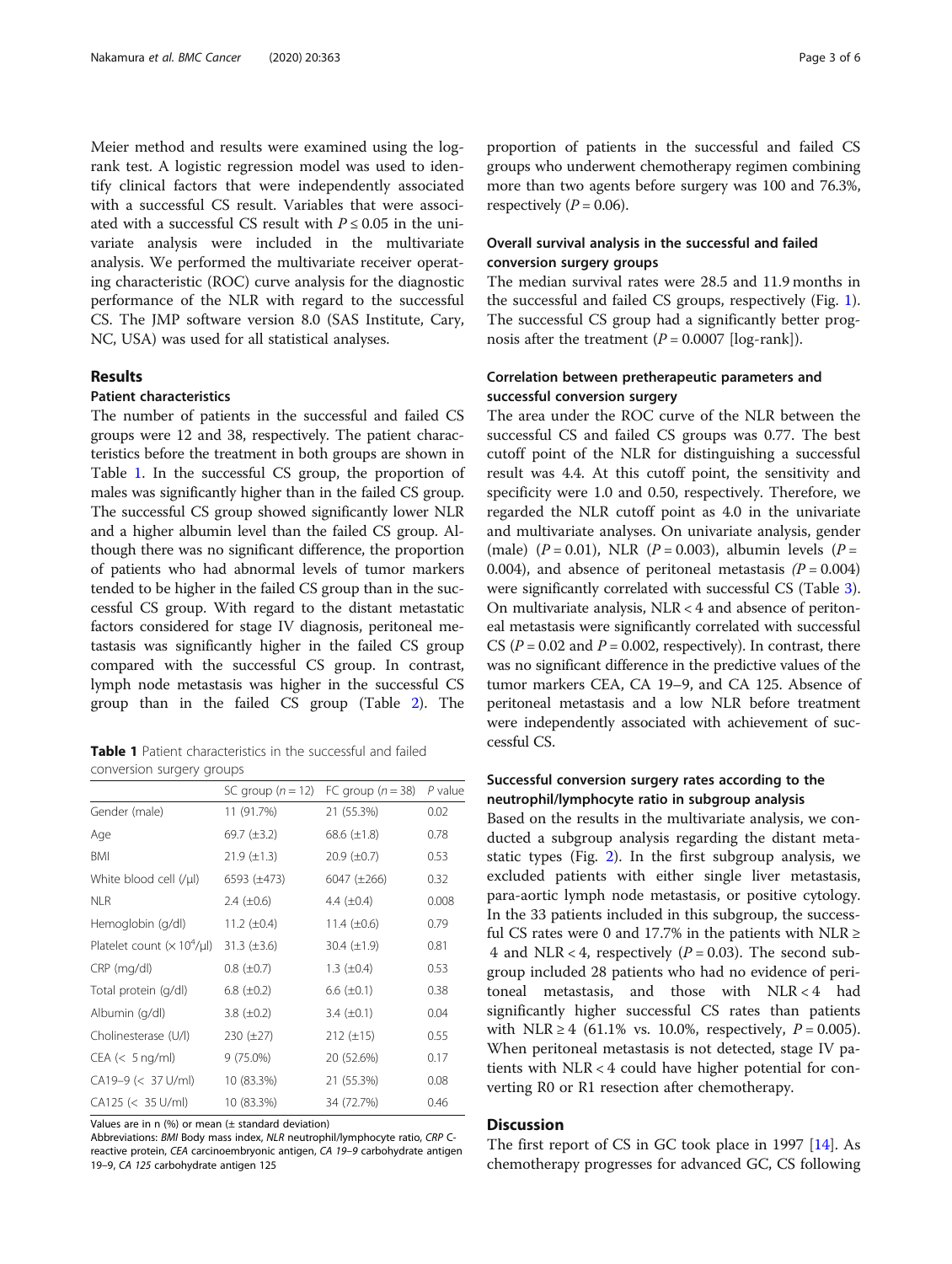Meier method and results were examined using the log-rank test. A logistic regression model was used to identify clinical factors that were independently associated with a successful CS result. Variables that were associated with a successful CS result with $P \leq 0.05$ in the univariate analysis were included in the multivariate analysis. We performed the multivariate receiver operating characteristic (ROC) curve analysis for the diagnostic performance of the NLR with regard to the successful CS. The JMP software version 8.0 (SAS Institute, Cary, NC, USA) was used for all statistical analyses.

## Results

### Patient characteristics

The number of patients in the successful and failed CS groups were 12 and 38, respectively. The patient characteristics before the treatment in both groups are shown in Table 1. In the successful CS group, the proportion of males was significantly higher than in the failed CS group. The successful CS group showed significantly lower NLR and a higher albumin level than the failed CS group. Although there was no significant difference, the proportion of patients who had abnormal levels of tumor markers tended to be higher in the failed CS group than in the successful CS group. With regard to the distant metastatic factors considered for stage IV diagnosis, peritoneal metastasis was significantly higher in the failed CS group compared with the successful CS group. In contrast, lymph node metastasis was higher in the successful CS group than in the failed CS group (Table 2). The proportion of patients in the successful and failed CS groups who underwent chemotherapy regimen combining more than two agents before surgery was 100 and 76.3%, respectively ($P = 0.06$).

**Table 1** Patient characteristics in the successful and failed conversion surgery groups

| | SC group ($n = 12$) | FC group ($n = 38$) | $P$ value |
|---|---|---|---|
| Gender (male) | 11 (91.7%) | 21 (55.3%) | 0.02 |
| Age | 69.7 (±3.2) | 68.6 (±1.8) | 0.78 |
| BMI | 21.9 (±1.3) | 20.9 (±0.7) | 0.53 |
| White blood cell (/μl) | 6593 (±473) | 6047 (±266) | 0.32 |
| NLR | 2.4 (±0.6) | 4.4 (±0.4) | 0.008 |
| Hemoglobin (g/dl) | 11.2 (±0.4) | 11.4 (±0.6) | 0.79 |
| Platelet count ($\times 10^4$/μl) | 31.3 (±3.6) | 30.4 (±1.9) | 0.81 |
| CRP (mg/dl) | 0.8 (±0.7) | 1.3 (±0.4) | 0.53 |
| Total protein (g/dl) | 6.8 (±0.2) | 6.6 (±0.1) | 0.38 |
| Albumin (g/dl) | 3.8 (±0.2) | 3.4 (±0.1) | 0.04 |
| Cholinesterase (U/l) | 230 (±27) | 212 (±15) | 0.55 |
| CEA (< 5 ng/ml) | 9 (75.0%) | 20 (52.6%) | 0.17 |
| CA19–9 (< 37 U/ml) | 10 (83.3%) | 21 (55.3%) | 0.08 |
| CA125 (< 35 U/ml) | 10 (83.3%) | 34 (72.7%) | 0.46 |

Values are in n (%) or mean (± standard deviation)

Abbreviations: *BMI* Body mass index, *NLR* neutrophil/lymphocyte ratio, *CRP* C-reactive protein, *CEA* carcinoembryonic antigen, *CA 19–9* carbohydrate antigen 19–9, *CA 125* carbohydrate antigen 125

### Overall survival analysis in the successful and failed conversion surgery groups

The median survival rates were 28.5 and 11.9 months in the successful and failed CS groups, respectively (Fig. 1). The successful CS group had a significantly better prognosis after the treatment ($P = 0.0007$ [log-rank]).

### Correlation between pretherapeutic parameters and successful conversion surgery

The area under the ROC curve of the NLR between the successful CS and failed CS groups was 0.77. The best cutoff point of the NLR for distinguishing a successful result was 4.4. At this cutoff point, the sensitivity and specificity were 1.0 and 0.50, respectively. Therefore, we regarded the NLR cutoff point as 4.0 in the univariate and multivariate analyses. On univariate analysis, gender (male) ($P = 0.01$), NLR ($P = 0.003$), albumin levels ($P = 0.004$), and absence of peritoneal metastasis ($P = 0.004$) were significantly correlated with successful CS (Table 3). On multivariate analysis, NLR < 4 and absence of peritoneal metastasis were significantly correlated with successful CS ($P = 0.02$ and $P = 0.002$, respectively). In contrast, there was no significant difference in the predictive values of the tumor markers CEA, CA 19–9, and CA 125. Absence of peritoneal metastasis and a low NLR before treatment were independently associated with achievement of successful CS.

### Successful conversion surgery rates according to the neutrophil/lymphocyte ratio in subgroup analysis

Based on the results in the multivariate analysis, we conducted a subgroup analysis regarding the distant metastatic types (Fig. 2). In the first subgroup analysis, we excluded patients with either single liver metastasis, para-aortic lymph node metastasis, or positive cytology. In the 33 patients included in this subgroup, the successful CS rates were 0 and 17.7% in the patients with NLR ≥ 4 and NLR < 4, respectively ($P = 0.03$). The second subgroup included 28 patients who had no evidence of peritoneal metastasis, and those with NLR < 4 had significantly higher successful CS rates than patients with NLR ≥ 4 (61.1% vs. 10.0%, respectively, $P = 0.005$). When peritoneal metastasis is not detected, stage IV patients with NLR < 4 could have higher potential for converting R0 or R1 resection after chemotherapy.

## Discussion

The first report of CS in GC took place in 1997 [14]. As chemotherapy progresses for advanced GC, CS following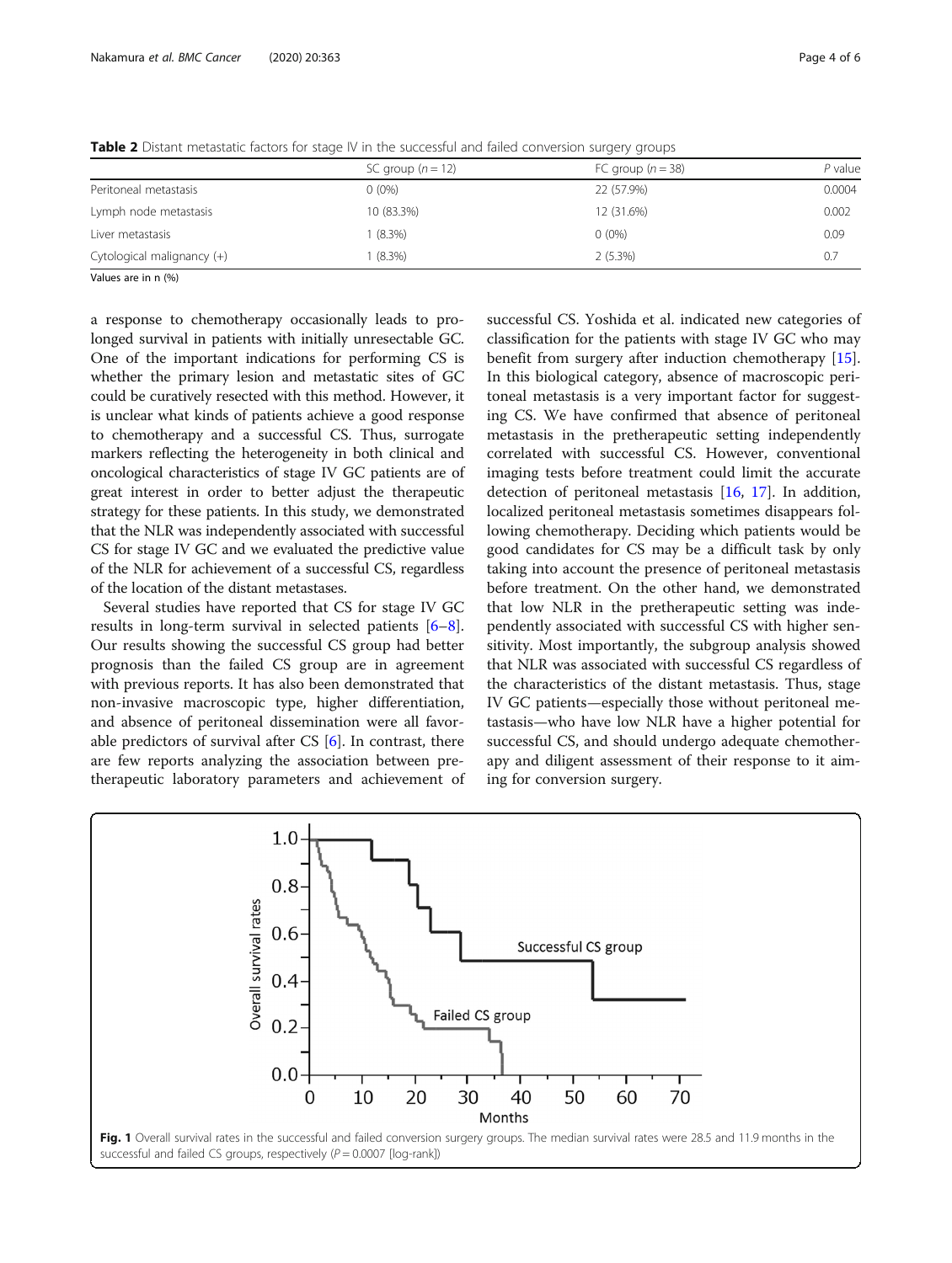**Table 2** Distant metastatic factors for stage IV in the successful and failed conversion surgery groups

| | SC group (n = 12) | FC group (n = 38) | P value |
|---|---|---|---|
| Peritoneal metastasis | 0 (0%) | 22 (57.9%) | 0.0004 |
| Lymph node metastasis | 10 (83.3%) | 12 (31.6%) | 0.002 |
| Liver metastasis | 1 (8.3%) | 0 (0%) | 0.09 |
| Cytological malignancy (+) | 1 (8.3%) | 2 (5.3%) | 0.7 |

Values are in n (%)

a response to chemotherapy occasionally leads to prolonged survival in patients with initially unresectable GC. One of the important indications for performing CS is whether the primary lesion and metastatic sites of GC could be curatively resected with this method. However, it is unclear what kinds of patients achieve a good response to chemotherapy and a successful CS. Thus, surrogate markers reflecting the heterogeneity in both clinical and oncological characteristics of stage IV GC patients are of great interest in order to better adjust the therapeutic strategy for these patients. In this study, we demonstrated that the NLR was independently associated with successful CS for stage IV GC and we evaluated the predictive value of the NLR for achievement of a successful CS, regardless of the location of the distant metastases.

Several studies have reported that CS for stage IV GC results in long-term survival in selected patients [6–8]. Our results showing the successful CS group had better prognosis than the failed CS group are in agreement with previous reports. It has also been demonstrated that non-invasive macroscopic type, higher differentiation, and absence of peritoneal dissemination were all favorable predictors of survival after CS [6]. In contrast, there are few reports analyzing the association between pretherapeutic laboratory parameters and achievement of successful CS. Yoshida et al. indicated new categories of classification for the patients with stage IV GC who may benefit from surgery after induction chemotherapy [15]. In this biological category, absence of macroscopic peritoneal metastasis is a very important factor for suggesting CS. We have confirmed that absence of peritoneal metastasis in the pretherapeutic setting independently correlated with successful CS. However, conventional imaging tests before treatment could limit the accurate detection of peritoneal metastasis [16, 17]. In addition, localized peritoneal metastasis sometimes disappears following chemotherapy. Deciding which patients would be good candidates for CS may be a difficult task by only taking into account the presence of peritoneal metastasis before treatment. On the other hand, we demonstrated that low NLR in the pretherapeutic setting was independently associated with successful CS with higher sensitivity. Most importantly, the subgroup analysis showed that NLR was associated with successful CS regardless of the characteristics of the distant metastasis. Thus, stage IV GC patients—especially those without peritoneal metastasis—who have low NLR have a higher potential for successful CS, and should undergo adequate chemotherapy and diligent assessment of their response to it aiming for conversion surgery.

**Fig. 1** Overall survival rates in the successful and failed conversion surgery groups. The median survival rates were 28.5 and 11.9 months in the successful and failed CS groups, respectively (P = 0.0007 [log-rank])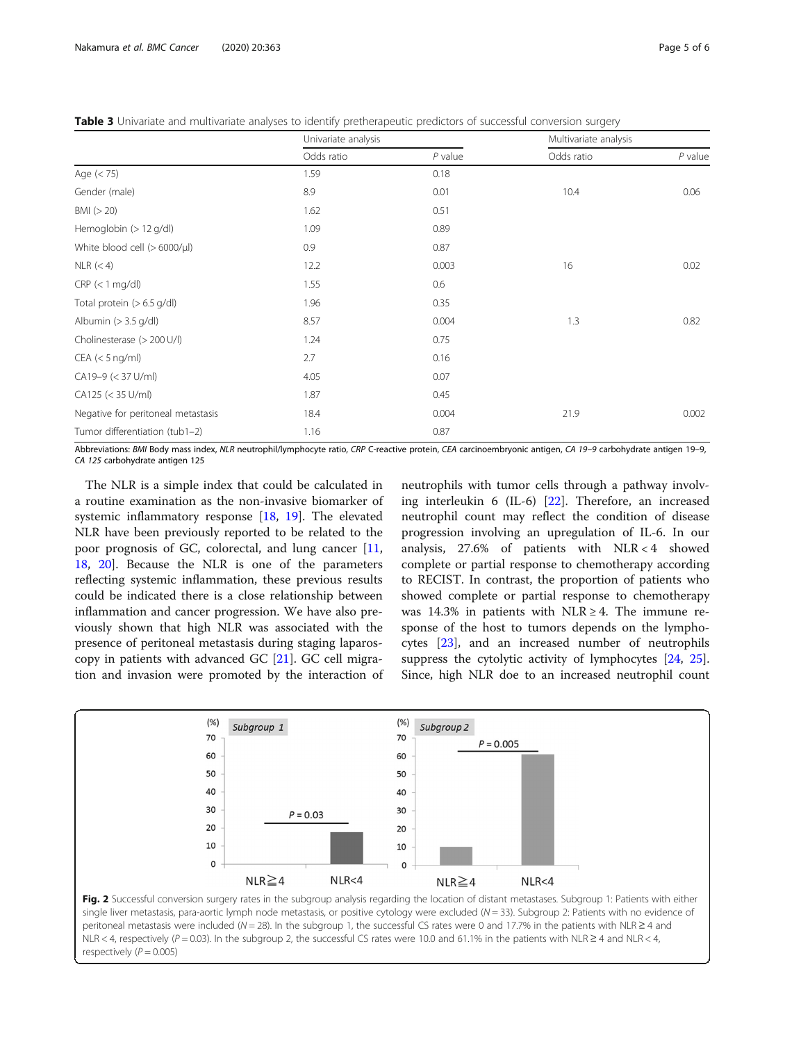**Table 3** Univariate and multivariate analyses to identify pretherapeutic predictors of successful conversion surgery

| | Univariate analysis | | Multivariate analysis | |
|---|---|---|---|---|
| | Odds ratio | *P* value | Odds ratio | *P* value |
| Age (< 75) | 1.59 | 0.18 | | |
| Gender (male) | 8.9 | 0.01 | 10.4 | 0.06 |
| BMI (> 20) | 1.62 | 0.51 | | |
| Hemoglobin (> 12 g/dl) | 1.09 | 0.89 | | |
| White blood cell (> 6000/μl) | 0.9 | 0.87 | | |
| NLR (< 4) | 12.2 | 0.003 | 16 | 0.02 |
| CRP (< 1 mg/dl) | 1.55 | 0.6 | | |
| Total protein (> 6.5 g/dl) | 1.96 | 0.35 | | |
| Albumin (> 3.5 g/dl) | 8.57 | 0.004 | 1.3 | 0.82 |
| Cholinesterase (> 200 U/l) | 1.24 | 0.75 | | |
| CEA (< 5 ng/ml) | 2.7 | 0.16 | | |
| CA19–9 (< 37 U/ml) | 4.05 | 0.07 | | |
| CA125 (< 35 U/ml) | 1.87 | 0.45 | | |
| Negative for peritoneal metastasis | 18.4 | 0.004 | 21.9 | 0.002 |
| Tumor differentiation (tub1–2) | 1.16 | 0.87 | | |

Abbreviations: *BMI* Body mass index, *NLR* neutrophil/lymphocyte ratio, *CRP* C-reactive protein, *CEA* carcinoembryonic antigen, *CA 19–9* carbohydrate antigen 19–9, *CA 125* carbohydrate antigen 125

The NLR is a simple index that could be calculated in a routine examination as the non-invasive biomarker of systemic inflammatory response [18, 19]. The elevated NLR have been previously reported to be related to the poor prognosis of GC, colorectal, and lung cancer [11, 18, 20]. Because the NLR is one of the parameters reflecting systemic inflammation, these previous results could be indicated there is a close relationship between inflammation and cancer progression. We have also previously shown that high NLR was associated with the presence of peritoneal metastasis during staging laparoscopy in patients with advanced GC [21]. GC cell migration and invasion were promoted by the interaction of neutrophils with tumor cells through a pathway involving interleukin 6 (IL-6) [22]. Therefore, an increased neutrophil count may reflect the condition of disease progression involving an upregulation of IL-6. In our analysis, 27.6% of patients with NLR < 4 showed complete or partial response to chemotherapy according to RECIST. In contrast, the proportion of patients who showed complete or partial response to chemotherapy was 14.3% in patients with NLR ≥ 4. The immune response of the host to tumors depends on the lymphocytes [23], and an increased number of neutrophils suppress the cytolytic activity of lymphocytes [24, 25]. Since, high NLR doe to an increased neutrophil count

**Fig. 2** Successful conversion surgery rates in the subgroup analysis regarding the location of distant metastases. Subgroup 1: Patients with either single liver metastasis, para-aortic lymph node metastasis, or positive cytology were excluded (*N* = 33). Subgroup 2: Patients with no evidence of peritoneal metastasis were included (*N* = 28). In the subgroup 1, the successful CS rates were 0 and 17.7% in the patients with NLR ≥ 4 and NLR < 4, respectively (*P* = 0.03). In the subgroup 2, the successful CS rates were 10.0 and 61.1% in the patients with NLR ≥ 4 and NLR < 4, respectively (*P* = 0.005)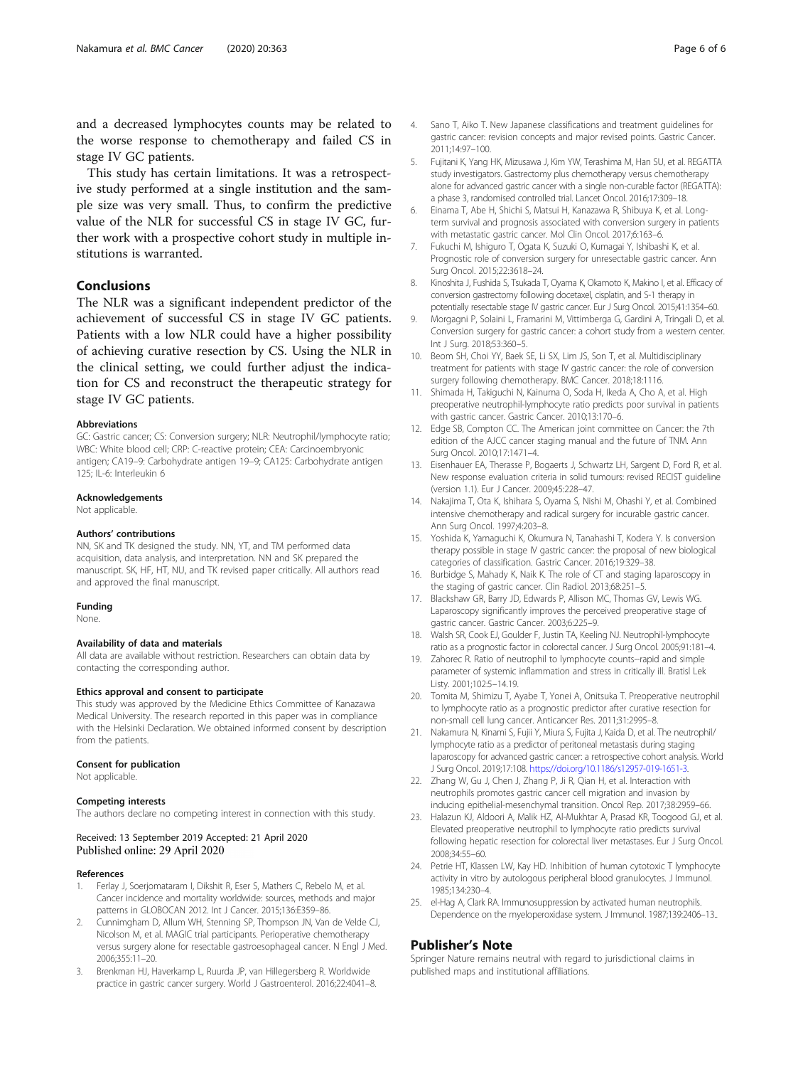and a decreased lymphocytes counts may be related to the worse response to chemotherapy and failed CS in stage IV GC patients.

This study has certain limitations. It was a retrospective study performed at a single institution and the sample size was very small. Thus, to confirm the predictive value of the NLR for successful CS in stage IV GC, further work with a prospective cohort study in multiple institutions is warranted.

## Conclusions

The NLR was a significant independent predictor of the achievement of successful CS in stage IV GC patients. Patients with a low NLR could have a higher possibility of achieving curative resection by CS. Using the NLR in the clinical setting, we could further adjust the indication for CS and reconstruct the therapeutic strategy for stage IV GC patients.

### Abbreviations

GC: Gastric cancer; CS: Conversion surgery; NLR: Neutrophil/lymphocyte ratio; WBC: White blood cell; CRP: C-reactive protein; CEA: Carcinoembryonic antigen; CA19–9: Carbohydrate antigen 19–9; CA125: Carbohydrate antigen 125; IL-6: Interleukin 6

### Acknowledgements

Not applicable.

### Authors' contributions

NN, SK and TK designed the study. NN, YT, and TM performed data acquisition, data analysis, and interpretation. NN and SK prepared the manuscript. SK, HF, HT, NU, and TK revised paper critically. All authors read and approved the final manuscript.

### Funding

None.

### Availability of data and materials

All data are available without restriction. Researchers can obtain data by contacting the corresponding author.

### Ethics approval and consent to participate

This study was approved by the Medicine Ethics Committee of Kanazawa Medical University. The research reported in this paper was in compliance with the Helsinki Declaration. We obtained informed consent by description from the patients.

### Consent for publication

Not applicable.

### Competing interests

The authors declare no competing interest in connection with this study.

Received: 13 September 2019 Accepted: 21 April 2020
Published online: 29 April 2020

### References

1. Ferlay J, Soerjomataram I, Dikshit R, Eser S, Mathers C, Rebelo M, et al. Cancer incidence and mortality worldwide: sources, methods and major patterns in GLOBOCAN 2012. Int J Cancer. 2015;136:E359–86.
2. Cunnimgham D, Allum WH, Stenning SP, Thompson JN, Van de Velde CJ, Nicolson M, et al. MAGIC trial participants. Perioperative chemotherapy versus surgery alone for resectable gastroesophageal cancer. N Engl J Med. 2006;355:11–20.
3. Brenkman HJ, Haverkamp L, Ruurda JP, van Hillegersberg R. Worldwide practice in gastric cancer surgery. World J Gastroenterol. 2016;22:4041–8.
4. Sano T, Aiko T. New Japanese classifications and treatment guidelines for gastric cancer: revision concepts and major revised points. Gastric Cancer. 2011;14:97–100.
5. Fujitani K, Yang HK, Mizusawa J, Kim YW, Terashima M, Han SU, et al. REGATTA study investigators. Gastrectomy plus chemotherapy versus chemotherapy alone for advanced gastric cancer with a single non-curable factor (REGATTA): a phase 3, randomised controlled trial. Lancet Oncol. 2016;17:309–18.
6. Einama T, Abe H, Shichi S, Matsui H, Kanazawa R, Shibuya K, et al. Long-term survival and prognosis associated with conversion surgery in patients with metastatic gastric cancer. Mol Clin Oncol. 2017;6:163–6.
7. Fukuchi M, Ishiguro T, Ogata K, Suzuki O, Kumagai Y, Ishibashi K, et al. Prognostic role of conversion surgery for unresectable gastric cancer. Ann Surg Oncol. 2015;22:3618–24.
8. Kinoshita J, Fushida S, Tsukada T, Oyama K, Okamoto K, Makino I, et al. Efficacy of conversion gastrectomy following docetaxel, cisplatin, and S-1 therapy in potentially resectable stage IV gastric cancer. Eur J Surg Oncol. 2015;41:1354–60.
9. Morgagni P, Solaini L, Framarini M, Vittimberga G, Gardini A, Tringali D, et al. Conversion surgery for gastric cancer: a cohort study from a western center. Int J Surg. 2018;53:360–5.
10. Beom SH, Choi YY, Baek SE, Li SX, Lim JS, Son T, et al. Multidisciplinary treatment for patients with stage IV gastric cancer: the role of conversion surgery following chemotherapy. BMC Cancer. 2018;18:1116.
11. Shimada H, Takiguchi N, Kainuma O, Soda H, Ikeda A, Cho A, et al. High preoperative neutrophil-lymphocyte ratio predicts poor survival in patients with gastric cancer. Gastric Cancer. 2010;13:170–6.
12. Edge SB, Compton CC. The American joint committee on Cancer: the 7th edition of the AJCC cancer staging manual and the future of TNM. Ann Surg Oncol. 2010;17:1471–4.
13. Eisenhauer EA, Therasse P, Bogaerts J, Schwartz LH, Sargent D, Ford R, et al. New response evaluation criteria in solid tumours: revised RECIST guideline (version 1.1). Eur J Cancer. 2009;45:228–47.
14. Nakajima T, Ota K, Ishihara S, Oyama S, Nishi M, Ohashi Y, et al. Combined intensive chemotherapy and radical surgery for incurable gastric cancer. Ann Surg Oncol. 1997;4:203–8.
15. Yoshida K, Yamaguchi K, Okumura N, Tanahashi T, Kodera Y. Is conversion therapy possible in stage IV gastric cancer: the proposal of new biological categories of classification. Gastric Cancer. 2016;19:329–38.
16. Burbidge S, Mahady K, Naik K. The role of CT and staging laparoscopy in the staging of gastric cancer. Clin Radiol. 2013;68:251–5.
17. Blackshaw GR, Barry JD, Edwards P, Allison MC, Thomas GV, Lewis WG. Laparoscopy significantly improves the perceived preoperative stage of gastric cancer. Gastric Cancer. 2003;6:225–9.
18. Walsh SR, Cook EJ, Goulder F, Justin TA, Keeling NJ. Neutrophil-lymphocyte ratio as a prognostic factor in colorectal cancer. J Surg Oncol. 2005;91:181–4.
19. Zahorec R. Ratio of neutrophil to lymphocyte counts--rapid and simple parameter of systemic inflammation and stress in critically ill. Bratisl Lek Listy. 2001;102:5–14.19.
20. Tomita M, Shimizu T, Ayabe T, Yonei A, Onitsuka T. Preoperative neutrophil to lymphocyte ratio as a prognostic predictor after curative resection for non-small cell lung cancer. Anticancer Res. 2011;31:2995–8.
21. Nakamura N, Kinami S, Fujii Y, Miura S, Fujita J, Kaida D, et al. The neutrophil/lymphocyte ratio as a predictor of peritoneal metastasis during staging laparoscopy for advanced gastric cancer: a retrospective cohort analysis. World J Surg Oncol. 2019;17:108. https://doi.org/10.1186/s12957-019-1651-3.
22. Zhang W, Gu J, Chen J, Zhang P, Ji R, Qian H, et al. Interaction with neutrophils promotes gastric cancer cell migration and invasion by inducing epithelial-mesenchymal transition. Oncol Rep. 2017;38:2959–66.
23. Halazun KJ, Aldoori A, Malik HZ, Al-Mukhtar A, Prasad KR, Toogood GJ, et al. Elevated preoperative neutrophil to lymphocyte ratio predicts survival following hepatic resection for colorectal liver metastases. Eur J Surg Oncol. 2008;34:55–60.
24. Petrie HT, Klassen LW, Kay HD. Inhibition of human cytotoxic T lymphocyte activity in vitro by autologous peripheral blood granulocytes. J Immunol. 1985;134:230–4.
25. el-Hag A, Clark RA. Immunosuppression by activated human neutrophils. Dependence on the myeloperoxidase system. J Immunol. 1987;139:2406–13..

## Publisher's Note

Springer Nature remains neutral with regard to jurisdictional claims in published maps and institutional affiliations.